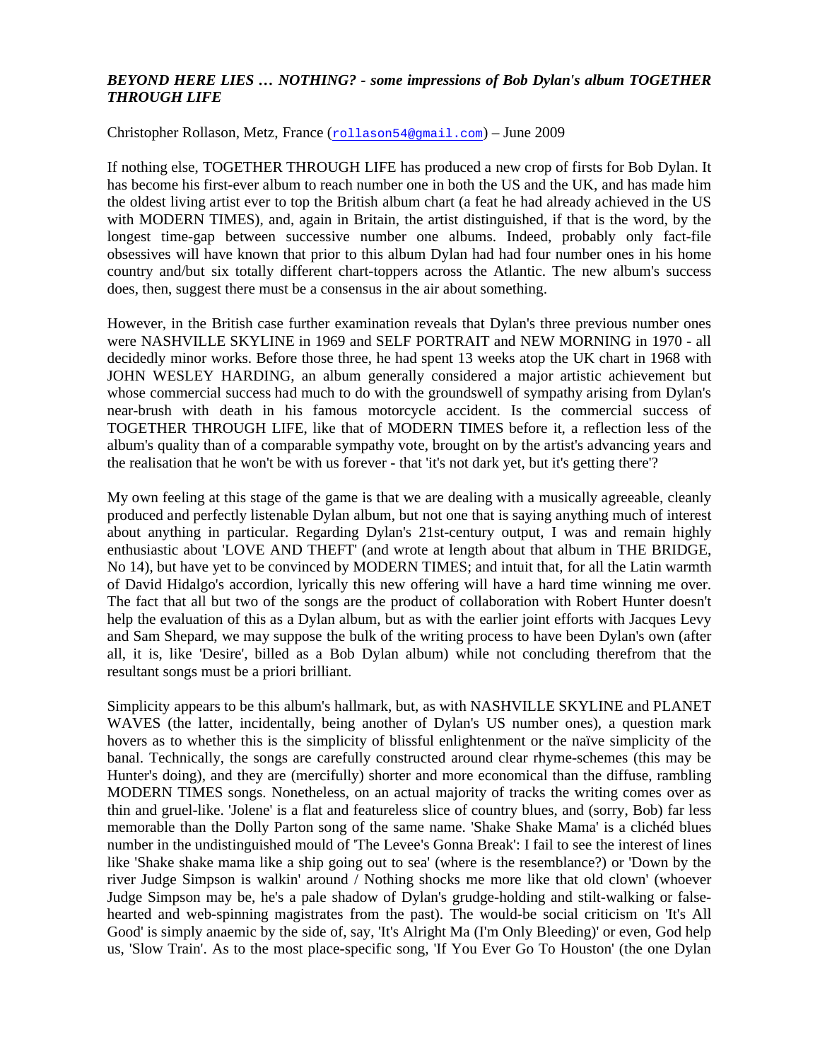***BEYOND HERE LIES … NOTHING? - some impressions of Bob Dylan's album TOGETHER THROUGH LIFE***

Christopher Rollason, Metz, France (rollason54@gmail.com) – June 2009

If nothing else, TOGETHER THROUGH LIFE has produced a new crop of firsts for Bob Dylan. It has become his first-ever album to reach number one in both the US and the UK, and has made him the oldest living artist ever to top the British album chart (a feat he had already achieved in the US with MODERN TIMES), and, again in Britain, the artist distinguished, if that is the word, by the longest time-gap between successive number one albums. Indeed, probably only fact-file obsessives will have known that prior to this album Dylan had had four number ones in his home country and/but six totally different chart-toppers across the Atlantic. The new album's success does, then, suggest there must be a consensus in the air about something.

However, in the British case further examination reveals that Dylan's three previous number ones were NASHVILLE SKYLINE in 1969 and SELF PORTRAIT and NEW MORNING in 1970 - all decidedly minor works. Before those three, he had spent 13 weeks atop the UK chart in 1968 with JOHN WESLEY HARDING, an album generally considered a major artistic achievement but whose commercial success had much to do with the groundswell of sympathy arising from Dylan's near-brush with death in his famous motorcycle accident. Is the commercial success of TOGETHER THROUGH LIFE, like that of MODERN TIMES before it, a reflection less of the album's quality than of a comparable sympathy vote, brought on by the artist's advancing years and the realisation that he won't be with us forever - that 'it's not dark yet, but it's getting there'?

My own feeling at this stage of the game is that we are dealing with a musically agreeable, cleanly produced and perfectly listenable Dylan album, but not one that is saying anything much of interest about anything in particular. Regarding Dylan's 21st-century output, I was and remain highly enthusiastic about 'LOVE AND THEFT' (and wrote at length about that album in THE BRIDGE, No 14), but have yet to be convinced by MODERN TIMES; and intuit that, for all the Latin warmth of David Hidalgo's accordion, lyrically this new offering will have a hard time winning me over. The fact that all but two of the songs are the product of collaboration with Robert Hunter doesn't help the evaluation of this as a Dylan album, but as with the earlier joint efforts with Jacques Levy and Sam Shepard, we may suppose the bulk of the writing process to have been Dylan's own (after all, it is, like 'Desire', billed as a Bob Dylan album) while not concluding therefrom that the resultant songs must be a priori brilliant.

Simplicity appears to be this album's hallmark, but, as with NASHVILLE SKYLINE and PLANET WAVES (the latter, incidentally, being another of Dylan's US number ones), a question mark hovers as to whether this is the simplicity of blissful enlightenment or the naïve simplicity of the banal. Technically, the songs are carefully constructed around clear rhyme-schemes (this may be Hunter's doing), and they are (mercifully) shorter and more economical than the diffuse, rambling MODERN TIMES songs. Nonetheless, on an actual majority of tracks the writing comes over as thin and gruel-like. 'Jolene' is a flat and featureless slice of country blues, and (sorry, Bob) far less memorable than the Dolly Parton song of the same name. 'Shake Shake Mama' is a clichéd blues number in the undistinguished mould of 'The Levee's Gonna Break': I fail to see the interest of lines like 'Shake shake mama like a ship going out to sea' (where is the resemblance?) or 'Down by the river Judge Simpson is walkin' around / Nothing shocks me more like that old clown' (whoever Judge Simpson may be, he's a pale shadow of Dylan's grudge-holding and stilt-walking or false-hearted and web-spinning magistrates from the past). The would-be social criticism on 'It's All Good' is simply anaemic by the side of, say, 'It's Alright Ma (I'm Only Bleeding)' or even, God help us, 'Slow Train'. As to the most place-specific song, 'If You Ever Go To Houston' (the one Dylan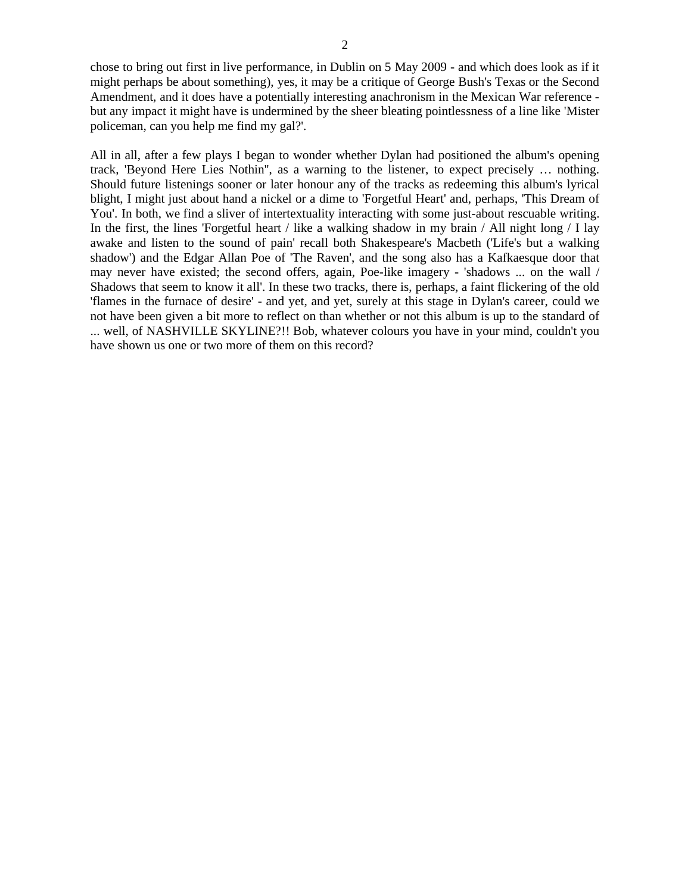chose to bring out first in live performance, in Dublin on 5 May 2009 - and which does look as if it might perhaps be about something), yes, it may be a critique of George Bush's Texas or the Second Amendment, and it does have a potentially interesting anachronism in the Mexican War reference - but any impact it might have is undermined by the sheer bleating pointlessness of a line like 'Mister policeman, can you help me find my gal?'.

All in all, after a few plays I began to wonder whether Dylan had positioned the album's opening track, 'Beyond Here Lies Nothin'', as a warning to the listener, to expect precisely … nothing. Should future listenings sooner or later honour any of the tracks as redeeming this album's lyrical blight, I might just about hand a nickel or a dime to 'Forgetful Heart' and, perhaps, 'This Dream of You'. In both, we find a sliver of intertextuality interacting with some just-about rescuable writing. In the first, the lines 'Forgetful heart / like a walking shadow in my brain / All night long / I lay awake and listen to the sound of pain' recall both Shakespeare's Macbeth ('Life's but a walking shadow') and the Edgar Allan Poe of 'The Raven', and the song also has a Kafkaesque door that may never have existed; the second offers, again, Poe-like imagery - 'shadows ... on the wall / Shadows that seem to know it all'. In these two tracks, there is, perhaps, a faint flickering of the old 'flames in the furnace of desire' - and yet, and yet, surely at this stage in Dylan's career, could we not have been given a bit more to reflect on than whether or not this album is up to the standard of ... well, of NASHVILLE SKYLINE?!! Bob, whatever colours you have in your mind, couldn't you have shown us one or two more of them on this record?